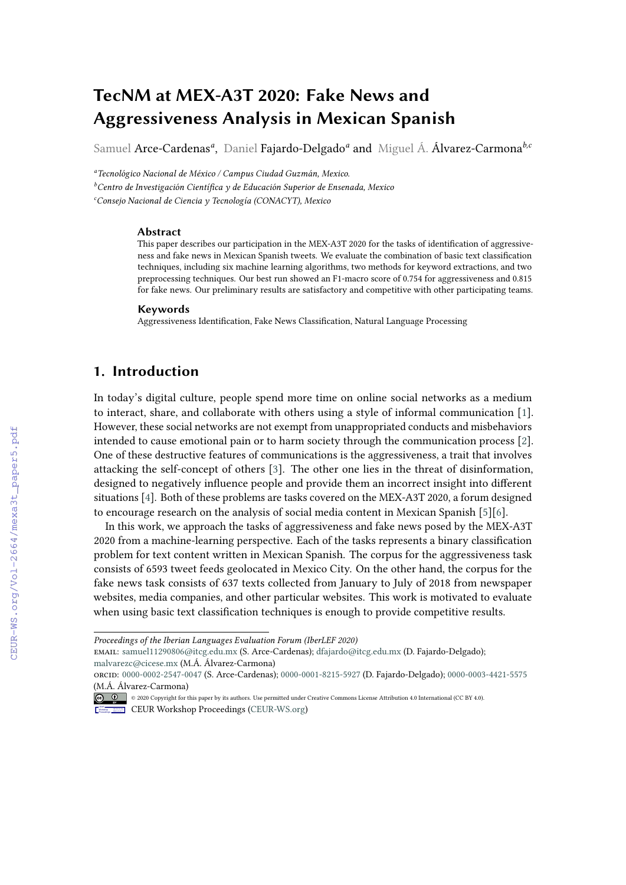# TecNM at MEX-A3T 2020: Fake News and Aggressiveness Analysis in Mexican Spanish

Samuel Arce-Cardenas[a], Daniel Fajardo-Delgado[a] and Miguel Á. Álvarez-Carmona[b,c]

[a]*Tecnológico Nacional de México / Campus Ciudad Guzmán, Mexico.*
[b]*Centro de Investigación Científica y de Educación Superior de Ensenada, Mexico*
[c]*Consejo Nacional de Ciencia y Tecnología (CONACYT), Mexico*

### Abstract

This paper describes our participation in the MEX-A3T 2020 for the tasks of identification of aggressiveness and fake news in Mexican Spanish tweets. We evaluate the combination of basic text classification techniques, including six machine learning algorithms, two methods for keyword extractions, and two preprocessing techniques. Our best run showed an F1-macro score of 0.754 for aggressiveness and 0.815 for fake news. Our preliminary results are satisfactory and competitive with other participating teams.

### Keywords

Aggressiveness Identification, Fake News Classification, Natural Language Processing

## 1. Introduction

In today's digital culture, people spend more time on online social networks as a medium to interact, share, and collaborate with others using a style of informal communication [1]. However, these social networks are not exempt from unappropriated conducts and misbehaviors intended to cause emotional pain or to harm society through the communication process [2]. One of these destructive features of communications is the aggressiveness, a trait that involves attacking the self-concept of others [3]. The other one lies in the threat of disinformation, designed to negatively influence people and provide them an incorrect insight into different situations [4]. Both of these problems are tasks covered on the MEX-A3T 2020, a forum designed to encourage research on the analysis of social media content in Mexican Spanish [5][6].

In this work, we approach the tasks of aggressiveness and fake news posed by the MEX-A3T 2020 from a machine-learning perspective. Each of the tasks represents a binary classification problem for text content written in Mexican Spanish. The corpus for the aggressiveness task consists of 6593 tweet feeds geolocated in Mexico City. On the other hand, the corpus for the fake news task consists of 637 texts collected from January to July of 2018 from newspaper websites, media companies, and other particular websites. This work is motivated to evaluate when using basic text classification techniques is enough to provide competitive results.

---

*Proceedings of the Iberian Languages Evaluation Forum (IberLEF 2020)*
EMAIL: samuel11290806@itcg.edu.mx (S. Arce-Cardenas); dfajardo@itcg.edu.mx (D. Fajardo-Delgado); malvarezc@cicese.mx (M.Á. Álvarez-Carmona)
ORCID: 0000-0002-2547-0047 (S. Arce-Cardenas); 0000-0001-8215-5927 (D. Fajardo-Delgado); 0000-0003-4421-5575 (M.Á. Álvarez-Carmona)
© 2020 Copyright for this paper by its authors. Use permitted under Creative Commons License Attribution 4.0 International (CC BY 4.0).
CEUR Workshop Proceedings (CEUR-WS.org)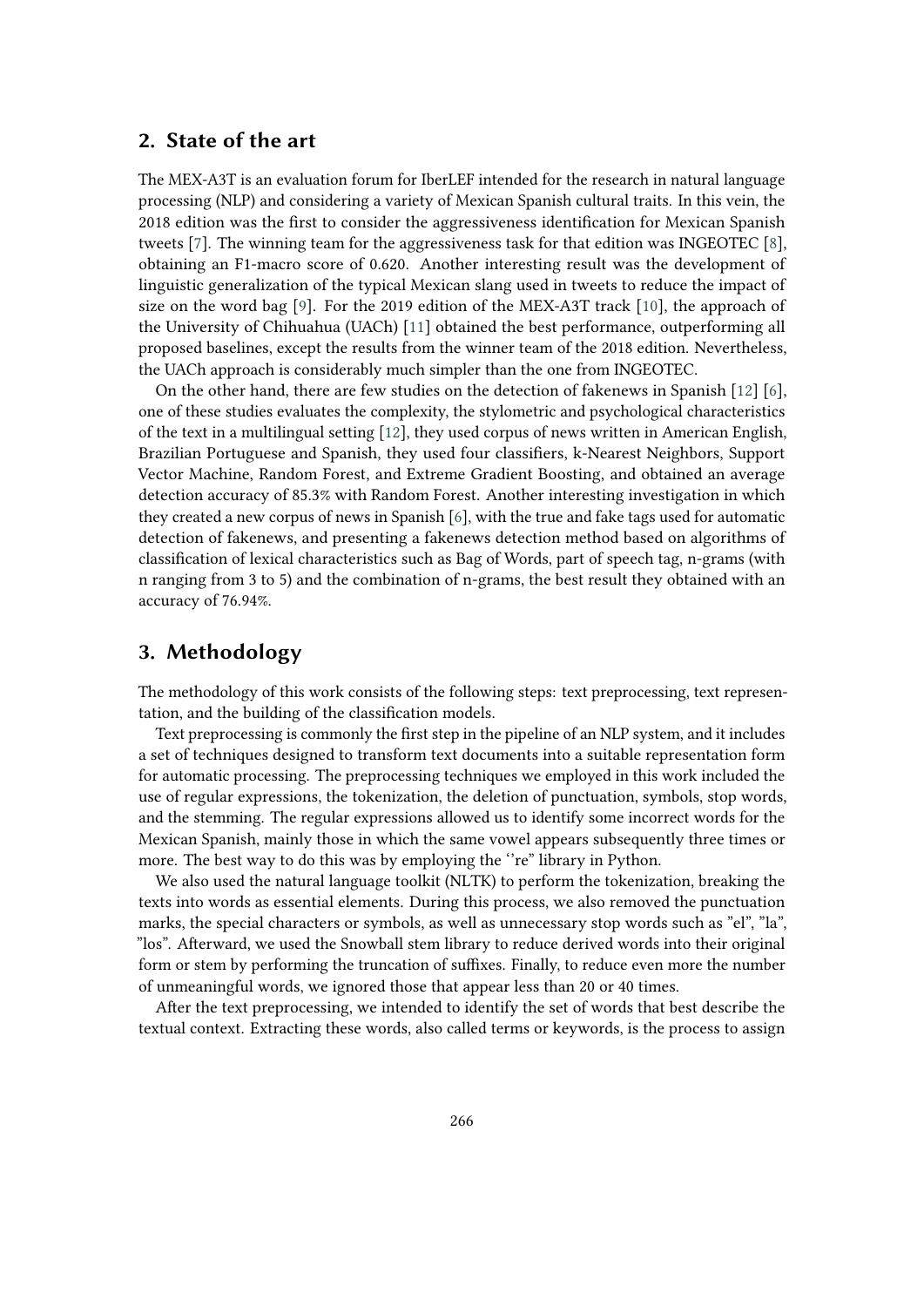## 2. State of the art

The MEX-A3T is an evaluation forum for IberLEF intended for the research in natural language processing (NLP) and considering a variety of Mexican Spanish cultural traits. In this vein, the 2018 edition was the first to consider the aggressiveness identification for Mexican Spanish tweets [7]. The winning team for the aggressiveness task for that edition was INGEOTEC [8], obtaining an F1-macro score of 0.620. Another interesting result was the development of linguistic generalization of the typical Mexican slang used in tweets to reduce the impact of size on the word bag [9]. For the 2019 edition of the MEX-A3T track [10], the approach of the University of Chihuahua (UACh) [11] obtained the best performance, outperforming all proposed baselines, except the results from the winner team of the 2018 edition. Nevertheless, the UACh approach is considerably much simpler than the one from INGEOTEC.

On the other hand, there are few studies on the detection of fakenews in Spanish [12] [6], one of these studies evaluates the complexity, the stylometric and psychological characteristics of the text in a multilingual setting [12], they used corpus of news written in American English, Brazilian Portuguese and Spanish, they used four classifiers, k-Nearest Neighbors, Support Vector Machine, Random Forest, and Extreme Gradient Boosting, and obtained an average detection accuracy of 85.3% with Random Forest. Another interesting investigation in which they created a new corpus of news in Spanish [6], with the true and fake tags used for automatic detection of fakenews, and presenting a fakenews detection method based on algorithms of classification of lexical characteristics such as Bag of Words, part of speech tag, n-grams (with n ranging from 3 to 5) and the combination of n-grams, the best result they obtained with an accuracy of 76.94%.

## 3. Methodology

The methodology of this work consists of the following steps: text preprocessing, text representation, and the building of the classification models.

Text preprocessing is commonly the first step in the pipeline of an NLP system, and it includes a set of techniques designed to transform text documents into a suitable representation form for automatic processing. The preprocessing techniques we employed in this work included the use of regular expressions, the tokenization, the deletion of punctuation, symbols, stop words, and the stemming. The regular expressions allowed us to identify some incorrect words for the Mexican Spanish, mainly those in which the same vowel appears subsequently three times or more. The best way to do this was by employing the "re" library in Python.

We also used the natural language toolkit (NLTK) to perform the tokenization, breaking the texts into words as essential elements. During this process, we also removed the punctuation marks, the special characters or symbols, as well as unnecessary stop words such as "el", "la", "los". Afterward, we used the Snowball stem library to reduce derived words into their original form or stem by performing the truncation of suffixes. Finally, to reduce even more the number of unmeaningful words, we ignored those that appear less than 20 or 40 times.

After the text preprocessing, we intended to identify the set of words that best describe the textual context. Extracting these words, also called terms or keywords, is the process to assign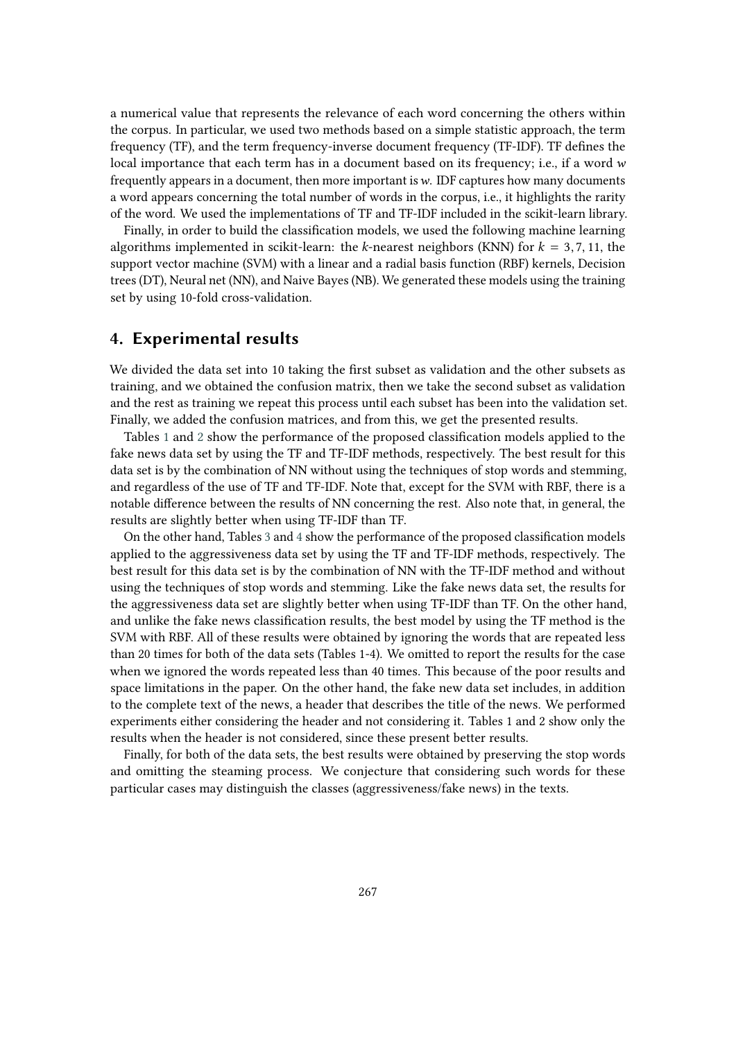a numerical value that represents the relevance of each word concerning the others within the corpus. In particular, we used two methods based on a simple statistic approach, the term frequency (TF), and the term frequency-inverse document frequency (TF-IDF). TF defines the local importance that each term has in a document based on its frequency; i.e., if a word $w$ frequently appears in a document, then more important is $w$. IDF captures how many documents a word appears concerning the total number of words in the corpus, i.e., it highlights the rarity of the word. We used the implementations of TF and TF-IDF included in the scikit-learn library.

Finally, in order to build the classification models, we used the following machine learning algorithms implemented in scikit-learn: the $k$-nearest neighbors (KNN) for $k = 3, 7, 11$, the support vector machine (SVM) with a linear and a radial basis function (RBF) kernels, Decision trees (DT), Neural net (NN), and Naive Bayes (NB). We generated these models using the training set by using 10-fold cross-validation.

## 4. Experimental results

We divided the data set into 10 taking the first subset as validation and the other subsets as training, and we obtained the confusion matrix, then we take the second subset as validation and the rest as training we repeat this process until each subset has been into the validation set. Finally, we added the confusion matrices, and from this, we get the presented results.

Tables 1 and 2 show the performance of the proposed classification models applied to the fake news data set by using the TF and TF-IDF methods, respectively. The best result for this data set is by the combination of NN without using the techniques of stop words and stemming, and regardless of the use of TF and TF-IDF. Note that, except for the SVM with RBF, there is a notable difference between the results of NN concerning the rest. Also note that, in general, the results are slightly better when using TF-IDF than TF.

On the other hand, Tables 3 and 4 show the performance of the proposed classification models applied to the aggressiveness data set by using the TF and TF-IDF methods, respectively. The best result for this data set is by the combination of NN with the TF-IDF method and without using the techniques of stop words and stemming. Like the fake news data set, the results for the aggressiveness data set are slightly better when using TF-IDF than TF. On the other hand, and unlike the fake news classification results, the best model by using the TF method is the SVM with RBF. All of these results were obtained by ignoring the words that are repeated less than 20 times for both of the data sets (Tables 1-4). We omitted to report the results for the case when we ignored the words repeated less than 40 times. This because of the poor results and space limitations in the paper. On the other hand, the fake new data set includes, in addition to the complete text of the news, a header that describes the title of the news. We performed experiments either considering the header and not considering it. Tables 1 and 2 show only the results when the header is not considered, since these present better results.

Finally, for both of the data sets, the best results were obtained by preserving the stop words and omitting the steaming process. We conjecture that considering such words for these particular cases may distinguish the classes (aggressiveness/fake news) in the texts.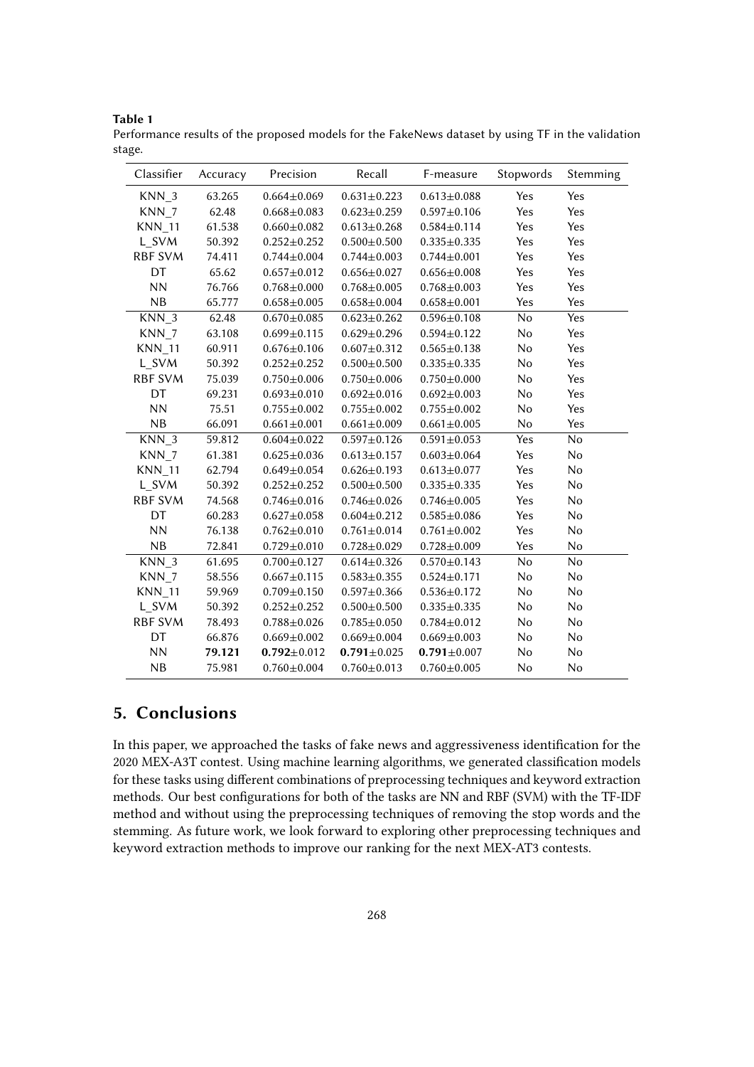**Table 1**
Performance results of the proposed models for the FakeNews dataset by using TF in the validation stage.

| Classifier | Accuracy | Precision | Recall | F-measure | Stopwords | Stemming |
|---|---|---|---|---|---|---|
| KNN_3 | 63.265 | 0.664±0.069 | 0.631±0.223 | 0.613±0.088 | Yes | Yes |
| KNN_7 | 62.48 | 0.668±0.083 | 0.623±0.259 | 0.597±0.106 | Yes | Yes |
| KNN_11 | 61.538 | 0.660±0.082 | 0.613±0.268 | 0.584±0.114 | Yes | Yes |
| L_SVM | 50.392 | 0.252±0.252 | 0.500±0.500 | 0.335±0.335 | Yes | Yes |
| RBF SVM | 74.411 | 0.744±0.004 | 0.744±0.003 | 0.744±0.001 | Yes | Yes |
| DT | 65.62 | 0.657±0.012 | 0.656±0.027 | 0.656±0.008 | Yes | Yes |
| NN | 76.766 | 0.768±0.000 | 0.768±0.005 | 0.768±0.003 | Yes | Yes |
| NB | 65.777 | 0.658±0.005 | 0.658±0.004 | 0.658±0.001 | Yes | Yes |
| KNN_3 | 62.48 | 0.670±0.085 | 0.623±0.262 | 0.596±0.108 | No | Yes |
| KNN_7 | 63.108 | 0.699±0.115 | 0.629±0.296 | 0.594±0.122 | No | Yes |
| KNN_11 | 60.911 | 0.676±0.106 | 0.607±0.312 | 0.565±0.138 | No | Yes |
| L_SVM | 50.392 | 0.252±0.252 | 0.500±0.500 | 0.335±0.335 | No | Yes |
| RBF SVM | 75.039 | 0.750±0.006 | 0.750±0.006 | 0.750±0.000 | No | Yes |
| DT | 69.231 | 0.693±0.010 | 0.692±0.016 | 0.692±0.003 | No | Yes |
| NN | 75.51 | 0.755±0.002 | 0.755±0.002 | 0.755±0.002 | No | Yes |
| NB | 66.091 | 0.661±0.001 | 0.661±0.009 | 0.661±0.005 | No | Yes |
| KNN_3 | 59.812 | 0.604±0.022 | 0.597±0.126 | 0.591±0.053 | Yes | No |
| KNN_7 | 61.381 | 0.625±0.036 | 0.613±0.157 | 0.603±0.064 | Yes | No |
| KNN_11 | 62.794 | 0.649±0.054 | 0.626±0.193 | 0.613±0.077 | Yes | No |
| L_SVM | 50.392 | 0.252±0.252 | 0.500±0.500 | 0.335±0.335 | Yes | No |
| RBF SVM | 74.568 | 0.746±0.016 | 0.746±0.026 | 0.746±0.005 | Yes | No |
| DT | 60.283 | 0.627±0.058 | 0.604±0.212 | 0.585±0.086 | Yes | No |
| NN | 76.138 | 0.762±0.010 | 0.761±0.014 | 0.761±0.002 | Yes | No |
| NB | 72.841 | 0.729±0.010 | 0.728±0.029 | 0.728±0.009 | Yes | No |
| KNN_3 | 61.695 | 0.700±0.127 | 0.614±0.326 | 0.570±0.143 | No | No |
| KNN_7 | 58.556 | 0.667±0.115 | 0.583±0.355 | 0.524±0.171 | No | No |
| KNN_11 | 59.969 | 0.709±0.150 | 0.597±0.366 | 0.536±0.172 | No | No |
| L_SVM | 50.392 | 0.252±0.252 | 0.500±0.500 | 0.335±0.335 | No | No |
| RBF SVM | 78.493 | 0.788±0.026 | 0.785±0.050 | 0.784±0.012 | No | No |
| DT | 66.876 | 0.669±0.002 | 0.669±0.004 | 0.669±0.003 | No | No |
| NN | **79.121** | **0.792**±0.012 | **0.791**±0.025 | **0.791**±0.007 | No | No |
| NB | 75.981 | 0.760±0.004 | 0.760±0.013 | 0.760±0.005 | No | No |

## 5. Conclusions

In this paper, we approached the tasks of fake news and aggressiveness identification for the 2020 MEX-A3T contest. Using machine learning algorithms, we generated classification models for these tasks using different combinations of preprocessing techniques and keyword extraction methods. Our best configurations for both of the tasks are NN and RBF (SVM) with the TF-IDF method and without using the preprocessing techniques of removing the stop words and the stemming. As future work, we look forward to exploring other preprocessing techniques and keyword extraction methods to improve our ranking for the next MEX-AT3 contests.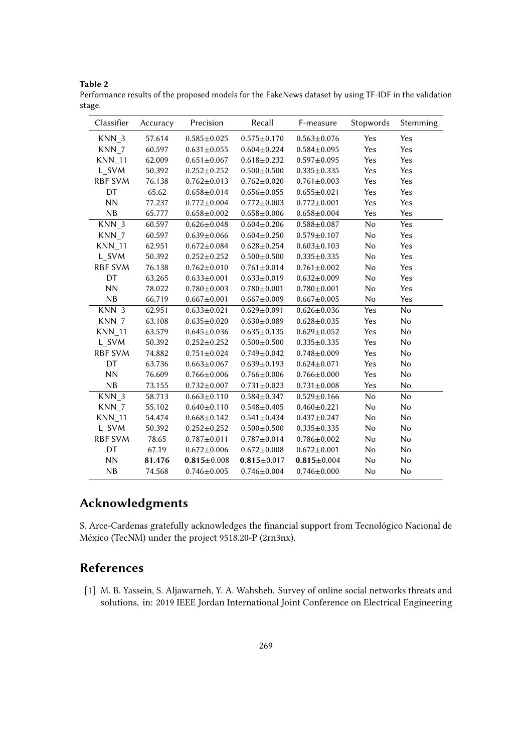**Table 2**
Performance results of the proposed models for the FakeNews dataset by using TF-IDF in the validation stage.

| Classifier | Accuracy | Precision | Recall | F-measure | Stopwords | Stemming |
|---|---|---|---|---|---|---|
| KNN_3 | 57.614 | 0.585±0.025 | 0.575±0.170 | 0.563±0.076 | Yes | Yes |
| KNN_7 | 60.597 | 0.631±0.055 | 0.604±0.224 | 0.584±0.095 | Yes | Yes |
| KNN_11 | 62.009 | 0.651±0.067 | 0.618±0.232 | 0.597±0.095 | Yes | Yes |
| L_SVM | 50.392 | 0.252±0.252 | 0.500±0.500 | 0.335±0.335 | Yes | Yes |
| RBF SVM | 76.138 | 0.762±0.013 | 0.762±0.020 | 0.761±0.003 | Yes | Yes |
| DT | 65.62 | 0.658±0.014 | 0.656±0.055 | 0.655±0.021 | Yes | Yes |
| NN | 77.237 | 0.772±0.004 | 0.772±0.003 | 0.772±0.001 | Yes | Yes |
| NB | 65.777 | 0.658±0.002 | 0.658±0.006 | 0.658±0.004 | Yes | Yes |
| KNN_3 | 60.597 | 0.626±0.048 | 0.604±0.206 | 0.588±0.087 | No | Yes |
| KNN_7 | 60.597 | 0.639±0.066 | 0.604±0.250 | 0.579±0.107 | No | Yes |
| KNN_11 | 62.951 | 0.672±0.084 | 0.628±0.254 | 0.603±0.103 | No | Yes |
| L_SVM | 50.392 | 0.252±0.252 | 0.500±0.500 | 0.335±0.335 | No | Yes |
| RBF SVM | 76.138 | 0.762±0.010 | 0.761±0.014 | 0.761±0.002 | No | Yes |
| DT | 63.265 | 0.633±0.001 | 0.633±0.019 | 0.632±0.009 | No | Yes |
| NN | 78.022 | 0.780±0.003 | 0.780±0.001 | 0.780±0.001 | No | Yes |
| NB | 66.719 | 0.667±0.001 | 0.667±0.009 | 0.667±0.005 | No | Yes |
| KNN_3 | 62.951 | 0.633±0.021 | 0.629±0.091 | 0.626±0.036 | Yes | No |
| KNN_7 | 63.108 | 0.635±0.020 | 0.630±0.089 | 0.628±0.035 | Yes | No |
| KNN_11 | 63.579 | 0.645±0.036 | 0.635±0.135 | 0.629±0.052 | Yes | No |
| L_SVM | 50.392 | 0.252±0.252 | 0.500±0.500 | 0.335±0.335 | Yes | No |
| RBF SVM | 74.882 | 0.751±0.024 | 0.749±0.042 | 0.748±0.009 | Yes | No |
| DT | 63.736 | 0.663±0.067 | 0.639±0.193 | 0.624±0.071 | Yes | No |
| NN | 76.609 | 0.766±0.006 | 0.766±0.006 | 0.766±0.000 | Yes | No |
| NB | 73.155 | 0.732±0.007 | 0.731±0.023 | 0.731±0.008 | Yes | No |
| KNN_3 | 58.713 | 0.663±0.110 | 0.584±0.347 | 0.529±0.166 | No | No |
| KNN_7 | 55.102 | 0.640±0.110 | 0.548±0.405 | 0.460±0.221 | No | No |
| KNN_11 | 54.474 | 0.668±0.142 | 0.541±0.434 | 0.437±0.247 | No | No |
| L_SVM | 50.392 | 0.252±0.252 | 0.500±0.500 | 0.335±0.335 | No | No |
| RBF SVM | 78.65 | 0.787±0.011 | 0.787±0.014 | 0.786±0.002 | No | No |
| DT | 67.19 | 0.672±0.006 | 0.672±0.008 | 0.672±0.001 | No | No |
| NN | **81.476** | **0.815**±0.008 | **0.815**±0.017 | **0.815**±0.004 | No | No |
| NB | 74.568 | 0.746±0.005 | 0.746±0.004 | 0.746±0.000 | No | No |

## Acknowledgments

S. Arce-Cardenas gratefully acknowledges the financial support from Tecnológico Nacional de México (TecNM) under the project 9518.20-P (2rn3nx).

## References

[1] M. B. Yassein, S. Aljawarneh, Y. A. Wahsheh, Survey of online social networks threats and solutions, in: 2019 IEEE Jordan International Joint Conference on Electrical Engineering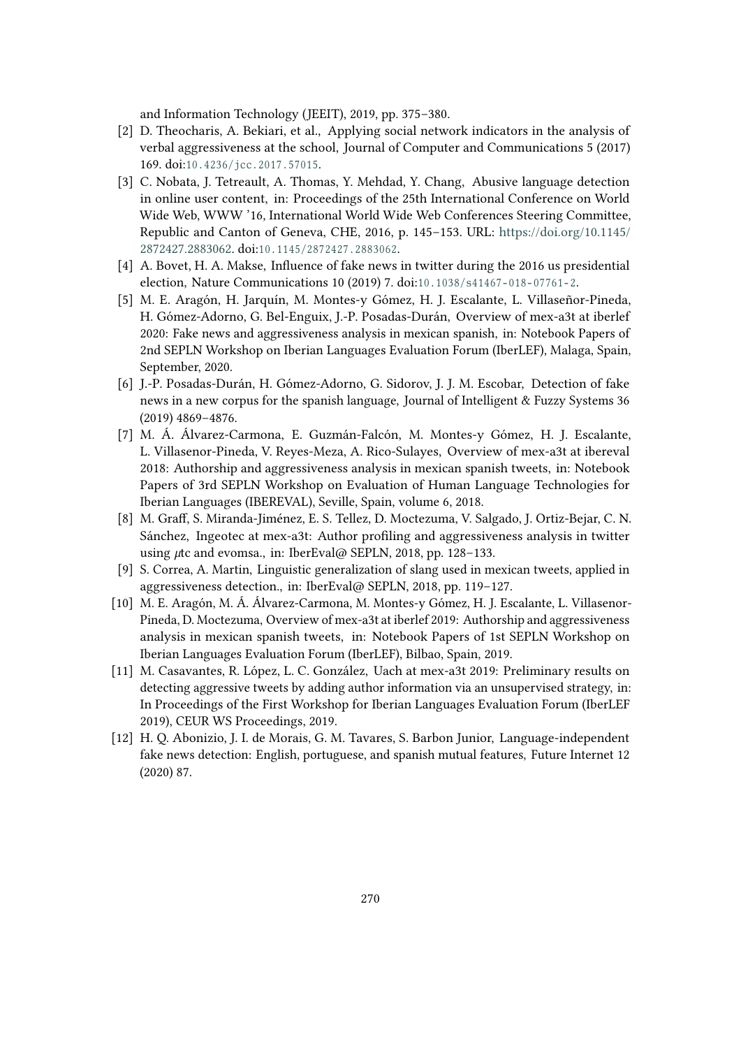and Information Technology (JEEIT), 2019, pp. 375–380.

[2] D. Theocharis, A. Bekiari, et al., Applying social network indicators in the analysis of verbal aggressiveness at the school, Journal of Computer and Communications 5 (2017) 169. doi:10.4236/jcc.2017.57015.

[3] C. Nobata, J. Tetreault, A. Thomas, Y. Mehdad, Y. Chang, Abusive language detection in online user content, in: Proceedings of the 25th International Conference on World Wide Web, WWW '16, International World Wide Web Conferences Steering Committee, Republic and Canton of Geneva, CHE, 2016, p. 145–153. URL: https://doi.org/10.1145/2872427.2883062. doi:10.1145/2872427.2883062.

[4] A. Bovet, H. A. Makse, Influence of fake news in twitter during the 2016 us presidential election, Nature Communications 10 (2019) 7. doi:10.1038/s41467-018-07761-2.

[5] M. E. Aragón, H. Jarquín, M. Montes-y Gómez, H. J. Escalante, L. Villaseñor-Pineda, H. Gómez-Adorno, G. Bel-Enguix, J.-P. Posadas-Durán, Overview of mex-a3t at iberlef 2020: Fake news and aggressiveness analysis in mexican spanish, in: Notebook Papers of 2nd SEPLN Workshop on Iberian Languages Evaluation Forum (IberLEF), Malaga, Spain, September, 2020.

[6] J.-P. Posadas-Durán, H. Gómez-Adorno, G. Sidorov, J. J. M. Escobar, Detection of fake news in a new corpus for the spanish language, Journal of Intelligent & Fuzzy Systems 36 (2019) 4869–4876.

[7] M. Á. Álvarez-Carmona, E. Guzmán-Falcón, M. Montes-y Gómez, H. J. Escalante, L. Villasenor-Pineda, V. Reyes-Meza, A. Rico-Sulayes, Overview of mex-a3t at ibereval 2018: Authorship and aggressiveness analysis in mexican spanish tweets, in: Notebook Papers of 3rd SEPLN Workshop on Evaluation of Human Language Technologies for Iberian Languages (IBEREVAL), Seville, Spain, volume 6, 2018.

[8] M. Graff, S. Miranda-Jiménez, E. S. Tellez, D. Moctezuma, V. Salgado, J. Ortiz-Bejar, C. N. Sánchez, Ingeotec at mex-a3t: Author profiling and aggressiveness analysis in twitter using $\mu$tc and evomsa., in: IberEval@ SEPLN, 2018, pp. 128–133.

[9] S. Correa, A. Martin, Linguistic generalization of slang used in mexican tweets, applied in aggressiveness detection., in: IberEval@ SEPLN, 2018, pp. 119–127.

[10] M. E. Aragón, M. Á. Álvarez-Carmona, M. Montes-y Gómez, H. J. Escalante, L. Villasenor-Pineda, D. Moctezuma, Overview of mex-a3t at iberlef 2019: Authorship and aggressiveness analysis in mexican spanish tweets, in: Notebook Papers of 1st SEPLN Workshop on Iberian Languages Evaluation Forum (IberLEF), Bilbao, Spain, 2019.

[11] M. Casavantes, R. López, L. C. González, Uach at mex-a3t 2019: Preliminary results on detecting aggressive tweets by adding author information via an unsupervised strategy, in: In Proceedings of the First Workshop for Iberian Languages Evaluation Forum (IberLEF 2019), CEUR WS Proceedings, 2019.

[12] H. Q. Abonizio, J. I. de Morais, G. M. Tavares, S. Barbon Junior, Language-independent fake news detection: English, portuguese, and spanish mutual features, Future Internet 12 (2020) 87.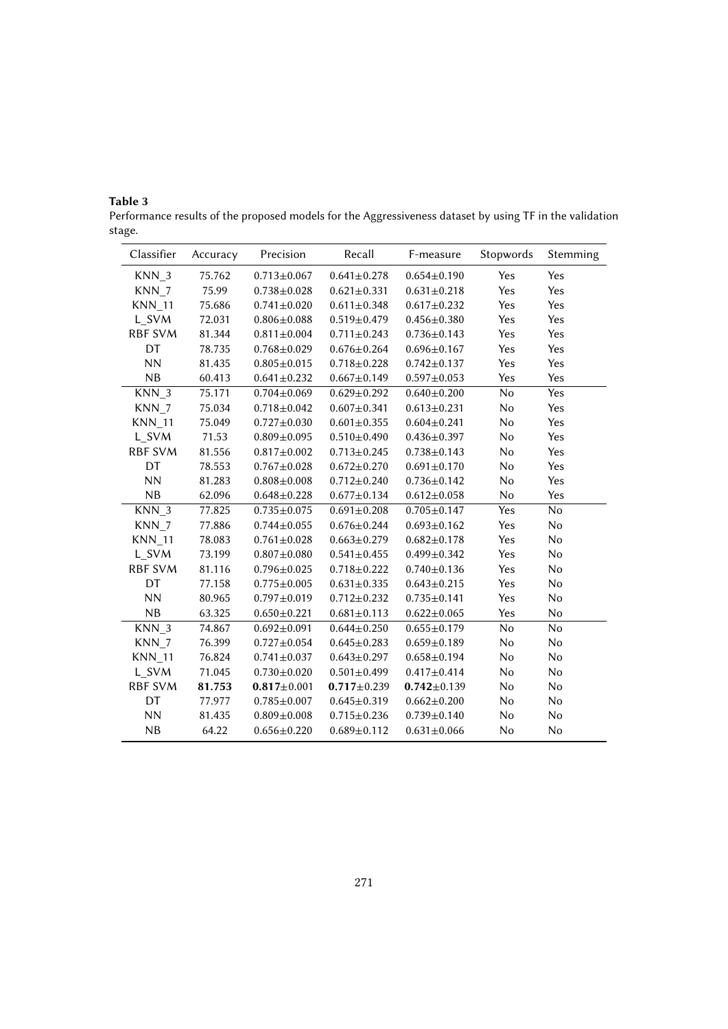**Table 3**
Performance results of the proposed models for the Aggressiveness dataset by using TF in the validation stage.

| Classifier | Accuracy | Precision | Recall | F-measure | Stopwords | Stemming |
|---|---|---|---|---|---|---|
| KNN_3 | 75.762 | 0.713±0.067 | 0.641±0.278 | 0.654±0.190 | Yes | Yes |
| KNN_7 | 75.99 | 0.738±0.028 | 0.621±0.331 | 0.631±0.218 | Yes | Yes |
| KNN_11 | 75.686 | 0.741±0.020 | 0.611±0.348 | 0.617±0.232 | Yes | Yes |
| L_SVM | 72.031 | 0.806±0.088 | 0.519±0.479 | 0.456±0.380 | Yes | Yes |
| RBF SVM | 81.344 | 0.811±0.004 | 0.711±0.243 | 0.736±0.143 | Yes | Yes |
| DT | 78.735 | 0.768±0.029 | 0.676±0.264 | 0.696±0.167 | Yes | Yes |
| NN | 81.435 | 0.805±0.015 | 0.718±0.228 | 0.742±0.137 | Yes | Yes |
| NB | 60.413 | 0.641±0.232 | 0.667±0.149 | 0.597±0.053 | Yes | Yes |
| KNN_3 | 75.171 | 0.704±0.069 | 0.629±0.292 | 0.640±0.200 | No | Yes |
| KNN_7 | 75.034 | 0.718±0.042 | 0.607±0.341 | 0.613±0.231 | No | Yes |
| KNN_11 | 75.049 | 0.727±0.030 | 0.601±0.355 | 0.604±0.241 | No | Yes |
| L_SVM | 71.53 | 0.809±0.095 | 0.510±0.490 | 0.436±0.397 | No | Yes |
| RBF SVM | 81.556 | 0.817±0.002 | 0.713±0.245 | 0.738±0.143 | No | Yes |
| DT | 78.553 | 0.767±0.028 | 0.672±0.270 | 0.691±0.170 | No | Yes |
| NN | 81.283 | 0.808±0.008 | 0.712±0.240 | 0.736±0.142 | No | Yes |
| NB | 62.096 | 0.648±0.228 | 0.677±0.134 | 0.612±0.058 | No | Yes |
| KNN_3 | 77.825 | 0.735±0.075 | 0.691±0.208 | 0.705±0.147 | Yes | No |
| KNN_7 | 77.886 | 0.744±0.055 | 0.676±0.244 | 0.693±0.162 | Yes | No |
| KNN_11 | 78.083 | 0.761±0.028 | 0.663±0.279 | 0.682±0.178 | Yes | No |
| L_SVM | 73.199 | 0.807±0.080 | 0.541±0.455 | 0.499±0.342 | Yes | No |
| RBF SVM | 81.116 | 0.796±0.025 | 0.718±0.222 | 0.740±0.136 | Yes | No |
| DT | 77.158 | 0.775±0.005 | 0.631±0.335 | 0.643±0.215 | Yes | No |
| NN | 80.965 | 0.797±0.019 | 0.712±0.232 | 0.735±0.141 | Yes | No |
| NB | 63.325 | 0.650±0.221 | 0.681±0.113 | 0.622±0.065 | Yes | No |
| KNN_3 | 74.867 | 0.692±0.091 | 0.644±0.250 | 0.655±0.179 | No | No |
| KNN_7 | 76.399 | 0.727±0.054 | 0.645±0.283 | 0.659±0.189 | No | No |
| KNN_11 | 76.824 | 0.741±0.037 | 0.643±0.297 | 0.658±0.194 | No | No |
| L_SVM | 71.045 | 0.730±0.020 | 0.501±0.499 | 0.417±0.414 | No | No |
| RBF SVM | **81.753** | **0.817**±0.001 | **0.717**±0.239 | **0.742**±0.139 | No | No |
| DT | 77.977 | 0.785±0.007 | 0.645±0.319 | 0.662±0.200 | No | No |
| NN | 81.435 | 0.809±0.008 | 0.715±0.236 | 0.739±0.140 | No | No |
| NB | 64.22 | 0.656±0.220 | 0.689±0.112 | 0.631±0.066 | No | No |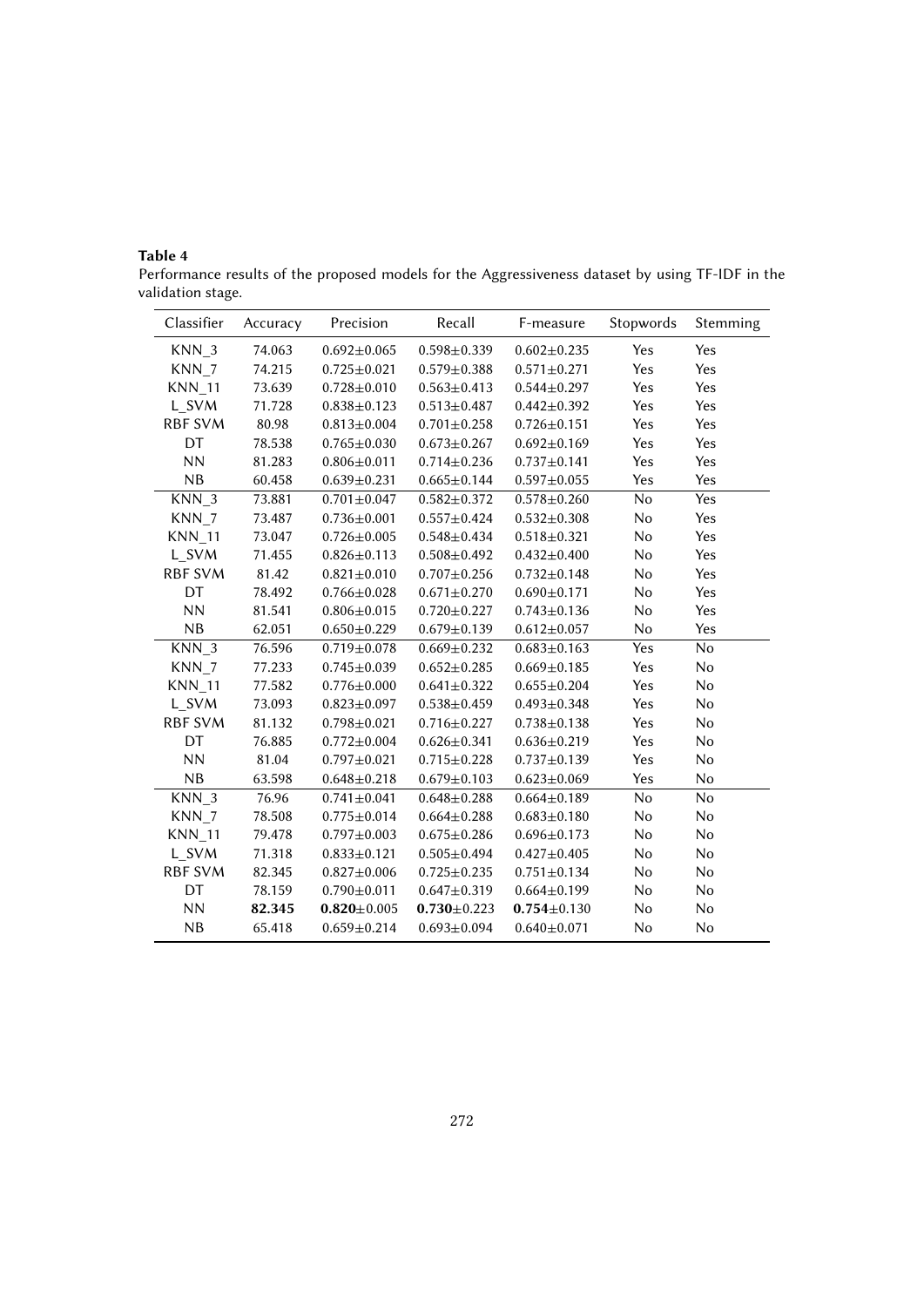**Table 4**
Performance results of the proposed models for the Aggressiveness dataset by using TF-IDF in the validation stage.

| Classifier | Accuracy | Precision | Recall | F-measure | Stopwords | Stemming |
|---|---|---|---|---|---|---|
| KNN_3 | 74.063 | 0.692±0.065 | 0.598±0.339 | 0.602±0.235 | Yes | Yes |
| KNN_7 | 74.215 | 0.725±0.021 | 0.579±0.388 | 0.571±0.271 | Yes | Yes |
| KNN_11 | 73.639 | 0.728±0.010 | 0.563±0.413 | 0.544±0.297 | Yes | Yes |
| L_SVM | 71.728 | 0.838±0.123 | 0.513±0.487 | 0.442±0.392 | Yes | Yes |
| RBF SVM | 80.98 | 0.813±0.004 | 0.701±0.258 | 0.726±0.151 | Yes | Yes |
| DT | 78.538 | 0.765±0.030 | 0.673±0.267 | 0.692±0.169 | Yes | Yes |
| NN | 81.283 | 0.806±0.011 | 0.714±0.236 | 0.737±0.141 | Yes | Yes |
| NB | 60.458 | 0.639±0.231 | 0.665±0.144 | 0.597±0.055 | Yes | Yes |
| KNN_3 | 73.881 | 0.701±0.047 | 0.582±0.372 | 0.578±0.260 | No | Yes |
| KNN_7 | 73.487 | 0.736±0.001 | 0.557±0.424 | 0.532±0.308 | No | Yes |
| KNN_11 | 73.047 | 0.726±0.005 | 0.548±0.434 | 0.518±0.321 | No | Yes |
| L_SVM | 71.455 | 0.826±0.113 | 0.508±0.492 | 0.432±0.400 | No | Yes |
| RBF SVM | 81.42 | 0.821±0.010 | 0.707±0.256 | 0.732±0.148 | No | Yes |
| DT | 78.492 | 0.766±0.028 | 0.671±0.270 | 0.690±0.171 | No | Yes |
| NN | 81.541 | 0.806±0.015 | 0.720±0.227 | 0.743±0.136 | No | Yes |
| NB | 62.051 | 0.650±0.229 | 0.679±0.139 | 0.612±0.057 | No | Yes |
| KNN_3 | 76.596 | 0.719±0.078 | 0.669±0.232 | 0.683±0.163 | Yes | No |
| KNN_7 | 77.233 | 0.745±0.039 | 0.652±0.285 | 0.669±0.185 | Yes | No |
| KNN_11 | 77.582 | 0.776±0.000 | 0.641±0.322 | 0.655±0.204 | Yes | No |
| L_SVM | 73.093 | 0.823±0.097 | 0.538±0.459 | 0.493±0.348 | Yes | No |
| RBF SVM | 81.132 | 0.798±0.021 | 0.716±0.227 | 0.738±0.138 | Yes | No |
| DT | 76.885 | 0.772±0.004 | 0.626±0.341 | 0.636±0.219 | Yes | No |
| NN | 81.04 | 0.797±0.021 | 0.715±0.228 | 0.737±0.139 | Yes | No |
| NB | 63.598 | 0.648±0.218 | 0.679±0.103 | 0.623±0.069 | Yes | No |
| KNN_3 | 76.96 | 0.741±0.041 | 0.648±0.288 | 0.664±0.189 | No | No |
| KNN_7 | 78.508 | 0.775±0.014 | 0.664±0.288 | 0.683±0.180 | No | No |
| KNN_11 | 79.478 | 0.797±0.003 | 0.675±0.286 | 0.696±0.173 | No | No |
| L_SVM | 71.318 | 0.833±0.121 | 0.505±0.494 | 0.427±0.405 | No | No |
| RBF SVM | 82.345 | 0.827±0.006 | 0.725±0.235 | 0.751±0.134 | No | No |
| DT | 78.159 | 0.790±0.011 | 0.647±0.319 | 0.664±0.199 | No | No |
| NN | **82.345** | **0.820**±0.005 | **0.730**±0.223 | **0.754**±0.130 | No | No |
| NB | 65.418 | 0.659±0.214 | 0.693±0.094 | 0.640±0.071 | No | No |